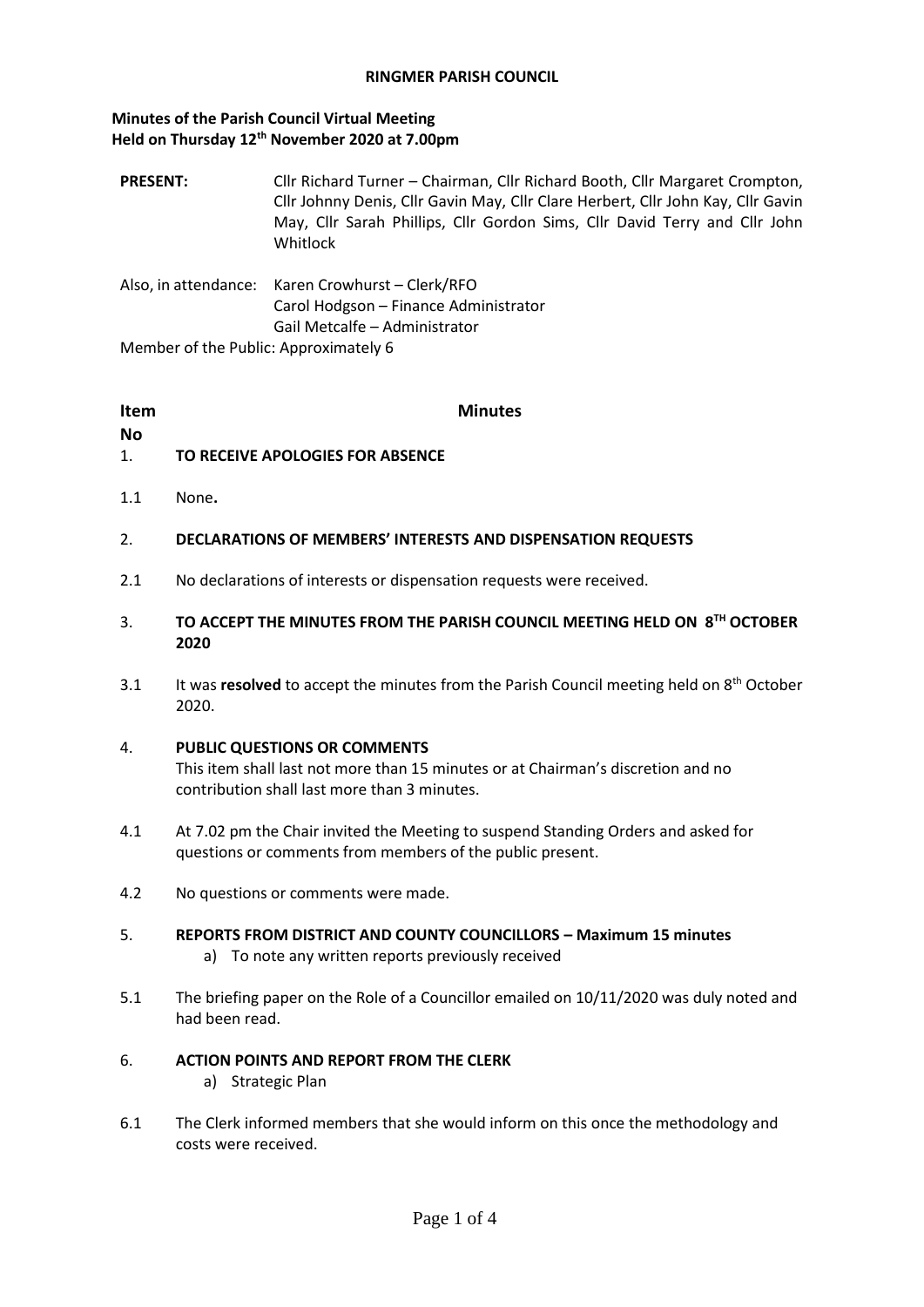**RINGMER PARISH COUNCIL**

**Minutes of the Parish Council Virtual Meeting**
**Held on Thursday 12th November 2020 at 7.00pm**

**PRESENT:** Cllr Richard Turner – Chairman, Cllr Richard Booth, Cllr Margaret Crompton, Cllr Johnny Denis, Cllr Gavin May, Cllr Clare Herbert, Cllr John Kay, Cllr Gavin May, Cllr Sarah Phillips, Cllr Gordon Sims, Cllr David Terry and Cllr John Whitlock

Also, in attendance: Karen Crowhurst – Clerk/RFO
Carol Hodgson – Finance Administrator
Gail Metcalfe – Administrator

Member of the Public: Approximately 6

| Item No | Minutes |
|---|---|
| 1. | **TO RECEIVE APOLOGIES FOR ABSENCE** |
| 1.1 | None**.** |
| 2. | **DECLARATIONS OF MEMBERS' INTERESTS AND DISPENSATION REQUESTS** |
| 2.1 | No declarations of interests or dispensation requests were received. |
| 3. | **TO ACCEPT THE MINUTES FROM THE PARISH COUNCIL MEETING HELD ON 8TH OCTOBER 2020** |
| 3.1 | It was **resolved** to accept the minutes from the Parish Council meeting held on 8th October 2020. |
| 4. | **PUBLIC QUESTIONS OR COMMENTS** This item shall last not more than 15 minutes or at Chairman's discretion and no contribution shall last more than 3 minutes. |
| 4.1 | At 7.02 pm the Chair invited the Meeting to suspend Standing Orders and asked for questions or comments from members of the public present. |
| 4.2 | No questions or comments were made. |
| 5. | **REPORTS FROM DISTRICT AND COUNTY COUNCILLORS – Maximum 15 minutes** a) To note any written reports previously received |
| 5.1 | The briefing paper on the Role of a Councillor emailed on 10/11/2020 was duly noted and had been read. |
| 6. | **ACTION POINTS AND REPORT FROM THE CLERK** a) Strategic Plan |
| 6.1 | The Clerk informed members that she would inform on this once the methodology and costs were received. |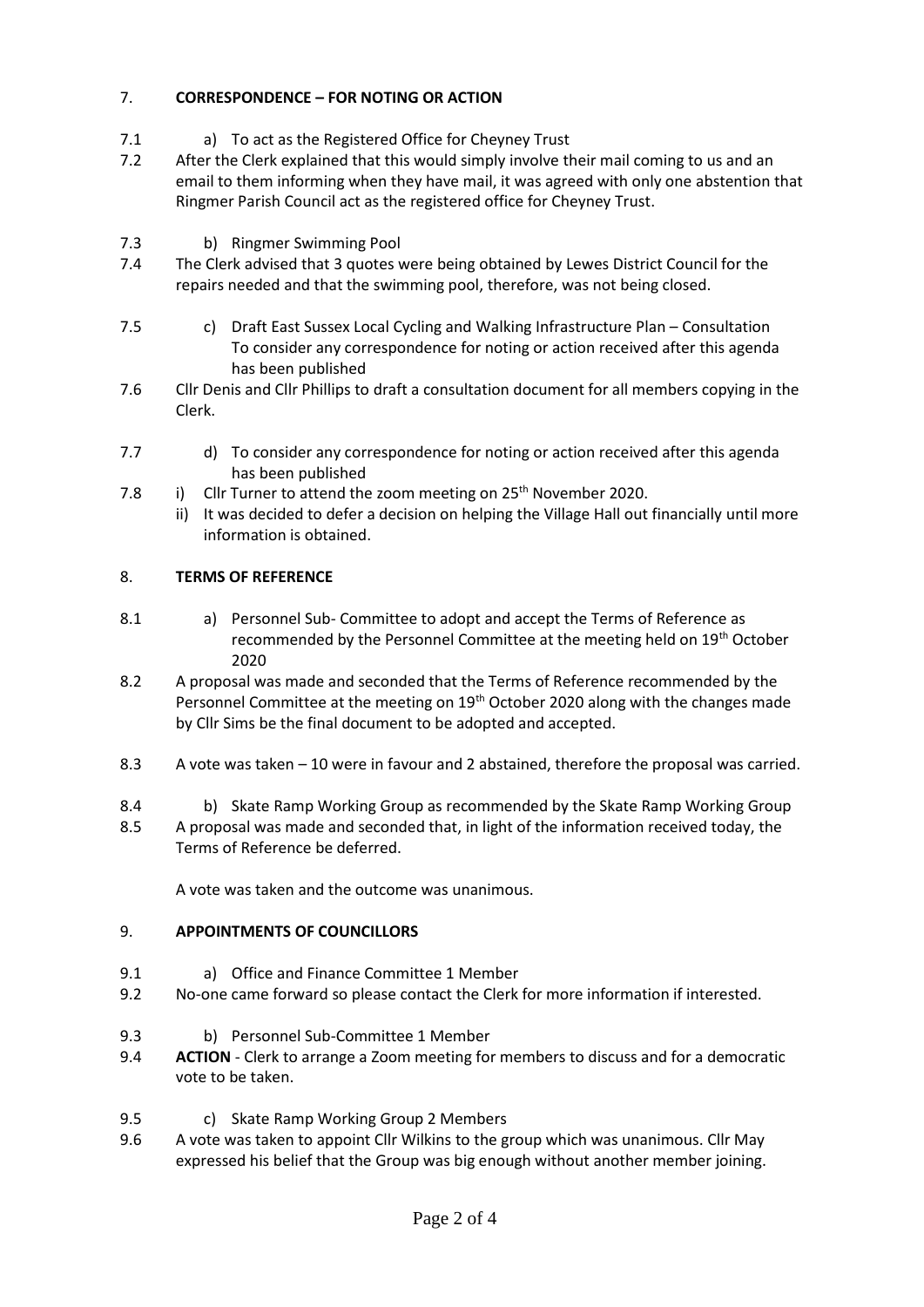## 7. **CORRESPONDENCE – FOR NOTING OR ACTION**

7.1 a) To act as the Registered Office for Cheyney Trust

7.2 After the Clerk explained that this would simply involve their mail coming to us and an email to them informing when they have mail, it was agreed with only one abstention that Ringmer Parish Council act as the registered office for Cheyney Trust.

7.3 b) Ringmer Swimming Pool

7.4 The Clerk advised that 3 quotes were being obtained by Lewes District Council for the repairs needed and that the swimming pool, therefore, was not being closed.

7.5 c) Draft East Sussex Local Cycling and Walking Infrastructure Plan – Consultation To consider any correspondence for noting or action received after this agenda has been published

7.6 Cllr Denis and Cllr Phillips to draft a consultation document for all members copying in the Clerk.

7.7 d) To consider any correspondence for noting or action received after this agenda has been published

7.8 i) Cllr Turner to attend the zoom meeting on 25th November 2020.

ii) It was decided to defer a decision on helping the Village Hall out financially until more information is obtained.

## 8. **TERMS OF REFERENCE**

8.1 a) Personnel Sub- Committee to adopt and accept the Terms of Reference as recommended by the Personnel Committee at the meeting held on 19th October 2020

8.2 A proposal was made and seconded that the Terms of Reference recommended by the Personnel Committee at the meeting on 19th October 2020 along with the changes made by Cllr Sims be the final document to be adopted and accepted.

8.3 A vote was taken – 10 were in favour and 2 abstained, therefore the proposal was carried.

8.4 b) Skate Ramp Working Group as recommended by the Skate Ramp Working Group

8.5 A proposal was made and seconded that, in light of the information received today, the Terms of Reference be deferred.

A vote was taken and the outcome was unanimous.

## 9. **APPOINTMENTS OF COUNCILLORS**

9.1 a) Office and Finance Committee 1 Member

9.2 No-one came forward so please contact the Clerk for more information if interested.

9.3 b) Personnel Sub-Committee 1 Member

9.4 **ACTION** - Clerk to arrange a Zoom meeting for members to discuss and for a democratic vote to be taken.

9.5 c) Skate Ramp Working Group 2 Members

9.6 A vote was taken to appoint Cllr Wilkins to the group which was unanimous. Cllr May expressed his belief that the Group was big enough without another member joining.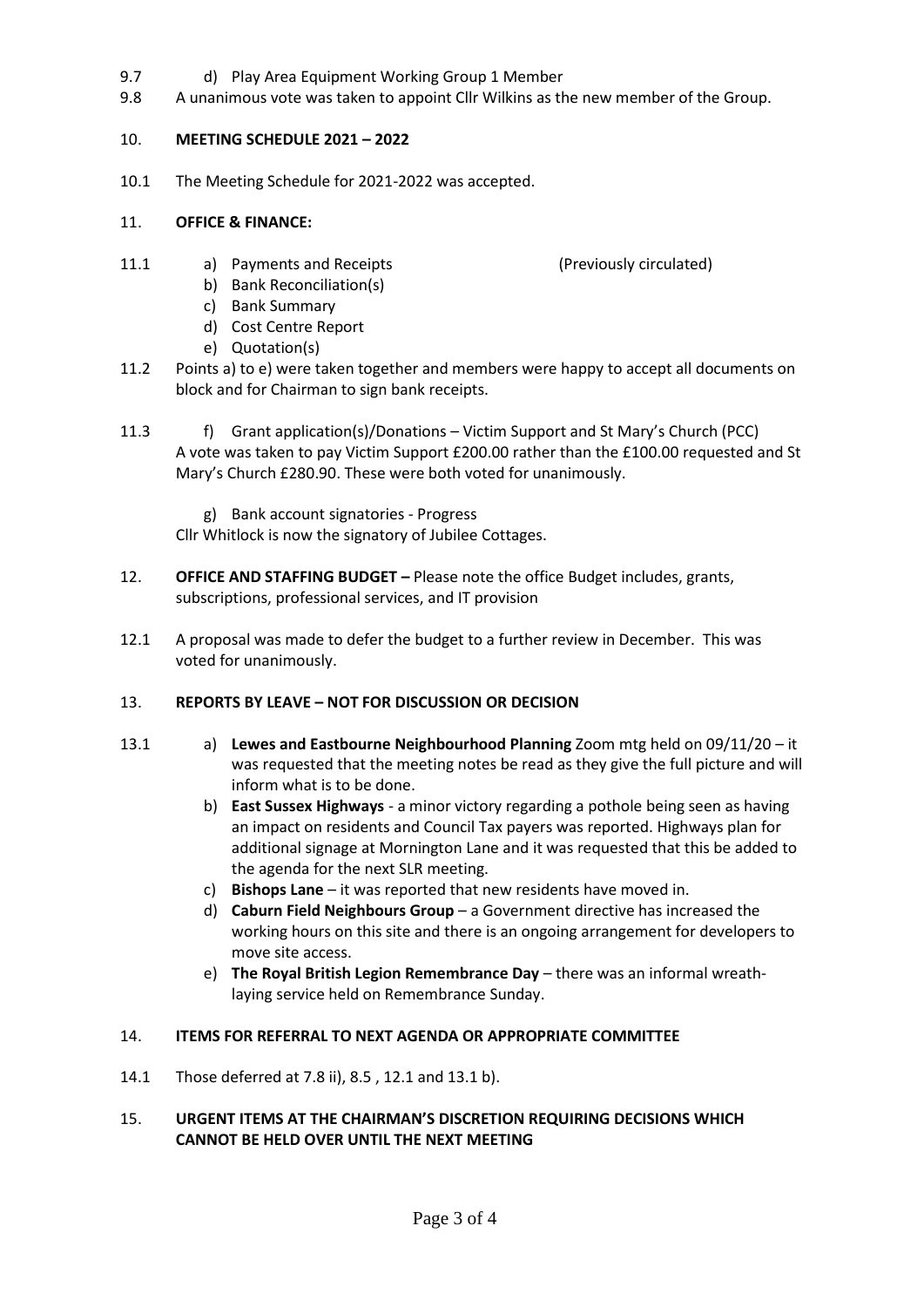9.7 d) Play Area Equipment Working Group 1 Member

9.8 A unanimous vote was taken to appoint Cllr Wilkins as the new member of the Group.

10. **MEETING SCHEDULE 2021 – 2022**

10.1 The Meeting Schedule for 2021-2022 was accepted.

11. **OFFICE & FINANCE:**

11.1
a) Payments and Receipts (Previously circulated)
b) Bank Reconciliation(s)
c) Bank Summary
d) Cost Centre Report
e) Quotation(s)

11.2 Points a) to e) were taken together and members were happy to accept all documents on block and for Chairman to sign bank receipts.

11.3 f) Grant application(s)/Donations – Victim Support and St Mary's Church (PCC)
A vote was taken to pay Victim Support £200.00 rather than the £100.00 requested and St Mary's Church £280.90. These were both voted for unanimously.

g) Bank account signatories - Progress
Cllr Whitlock is now the signatory of Jubilee Cottages.

12. **OFFICE AND STAFFING BUDGET –** Please note the office Budget includes, grants, subscriptions, professional services, and IT provision

12.1 A proposal was made to defer the budget to a further review in December. This was voted for unanimously.

13. **REPORTS BY LEAVE – NOT FOR DISCUSSION OR DECISION**

13.1
a) **Lewes and Eastbourne Neighbourhood Planning** Zoom mtg held on 09/11/20 – it was requested that the meeting notes be read as they give the full picture and will inform what is to be done.
b) **East Sussex Highways** - a minor victory regarding a pothole being seen as having an impact on residents and Council Tax payers was reported. Highways plan for additional signage at Mornington Lane and it was requested that this be added to the agenda for the next SLR meeting.
c) **Bishops Lane** – it was reported that new residents have moved in.
d) **Caburn Field Neighbours Group** – a Government directive has increased the working hours on this site and there is an ongoing arrangement for developers to move site access.
e) **The Royal British Legion Remembrance Day** – there was an informal wreath-laying service held on Remembrance Sunday.

14. **ITEMS FOR REFERRAL TO NEXT AGENDA OR APPROPRIATE COMMITTEE**

14.1 Those deferred at 7.8 ii), 8.5 , 12.1 and 13.1 b).

15. **URGENT ITEMS AT THE CHAIRMAN'S DISCRETION REQUIRING DECISIONS WHICH CANNOT BE HELD OVER UNTIL THE NEXT MEETING**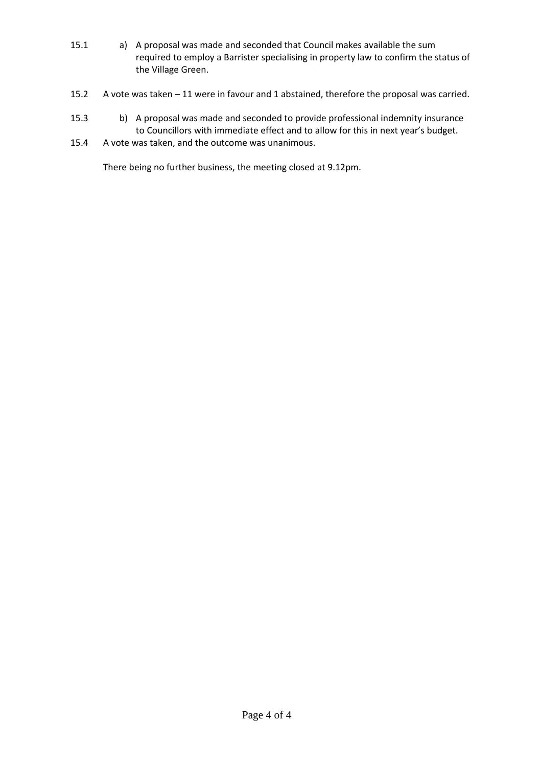15.1 a) A proposal was made and seconded that Council makes available the sum required to employ a Barrister specialising in property law to confirm the status of the Village Green.

15.2 A vote was taken – 11 were in favour and 1 abstained, therefore the proposal was carried.

15.3 b) A proposal was made and seconded to provide professional indemnity insurance to Councillors with immediate effect and to allow for this in next year's budget.

15.4 A vote was taken, and the outcome was unanimous.

There being no further business, the meeting closed at 9.12pm.